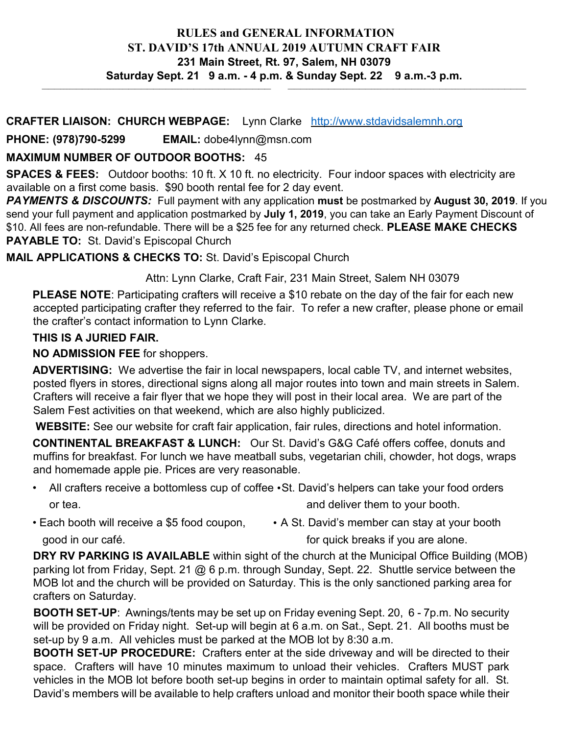# RULES and GENERAL INFORMATION
# ST. DAVID'S 17th ANNUAL 2019 AUTUMN CRAFT FAIR
## 231 Main Street, Rt. 97, Salem, NH 03079
## Saturday Sept. 21 9 a.m. - 4 p.m. & Sunday Sept. 22 9 a.m.-3 p.m.

---

**CRAFTER LIAISON: CHURCH WEBPAGE:** Lynn Clarke http://www.stdavidsalemnh.org

**PHONE: (978)790-5299** **EMAIL:** dobe4lynn@msn.com

**MAXIMUM NUMBER OF OUTDOOR BOOTHS:** 45

**SPACES & FEES:** Outdoor booths: 10 ft. X 10 ft. no electricity. Four indoor spaces with electricity are available on a first come basis. $90 booth rental fee for 2 day event.

***PAYMENTS & DISCOUNTS:*** Full payment with any application **must** be postmarked by **August 30, 2019**. If you send your full payment and application postmarked by **July 1, 2019**, you can take an Early Payment Discount of $10. All fees are non-refundable. There will be a $25 fee for any returned check. **PLEASE MAKE CHECKS PAYABLE TO:** St. David's Episcopal Church

**MAIL APPLICATIONS & CHECKS TO:** St. David's Episcopal Church

Attn: Lynn Clarke, Craft Fair, 231 Main Street, Salem NH 03079

**PLEASE NOTE**: Participating crafters will receive a $10 rebate on the day of the fair for each new accepted participating crafter they referred to the fair. To refer a new crafter, please phone or email the crafter's contact information to Lynn Clarke.

**THIS IS A JURIED FAIR.**

**NO ADMISSION FEE** for shoppers.

**ADVERTISING:** We advertise the fair in local newspapers, local cable TV, and internet websites, posted flyers in stores, directional signs along all major routes into town and main streets in Salem. Crafters will receive a fair flyer that we hope they will post in their local area. We are part of the Salem Fest activities on that weekend, which are also highly publicized.

**WEBSITE:** See our website for craft fair application, fair rules, directions and hotel information.

**CONTINENTAL BREAKFAST & LUNCH:** Our St. David's G&G Café offers coffee, donuts and muffins for breakfast. For lunch we have meatball subs, vegetarian chili, chowder, hot dogs, wraps and homemade apple pie. Prices are very reasonable.

- All crafters receive a bottomless cup of coffee or tea.
- Each booth will receive a $5 food coupon, good in our café.
- St. David's helpers can take your food orders and deliver them to your booth.
- A St. David's member can stay at your booth for quick breaks if you are alone.

**DRY RV PARKING IS AVAILABLE** within sight of the church at the Municipal Office Building (MOB) parking lot from Friday, Sept. 21 @ 6 p.m. through Sunday, Sept. 22. Shuttle service between the MOB lot and the church will be provided on Saturday. This is the only sanctioned parking area for crafters on Saturday.

**BOOTH SET-UP**: Awnings/tents may be set up on Friday evening Sept. 20, 6 - 7p.m. No security will be provided on Friday night. Set-up will begin at 6 a.m. on Sat., Sept. 21. All booths must be set-up by 9 a.m. All vehicles must be parked at the MOB lot by 8:30 a.m.

**BOOTH SET-UP PROCEDURE:** Crafters enter at the side driveway and will be directed to their space. Crafters will have 10 minutes maximum to unload their vehicles. Crafters MUST park vehicles in the MOB lot before booth set-up begins in order to maintain optimal safety for all. St. David's members will be available to help crafters unload and monitor their booth space while their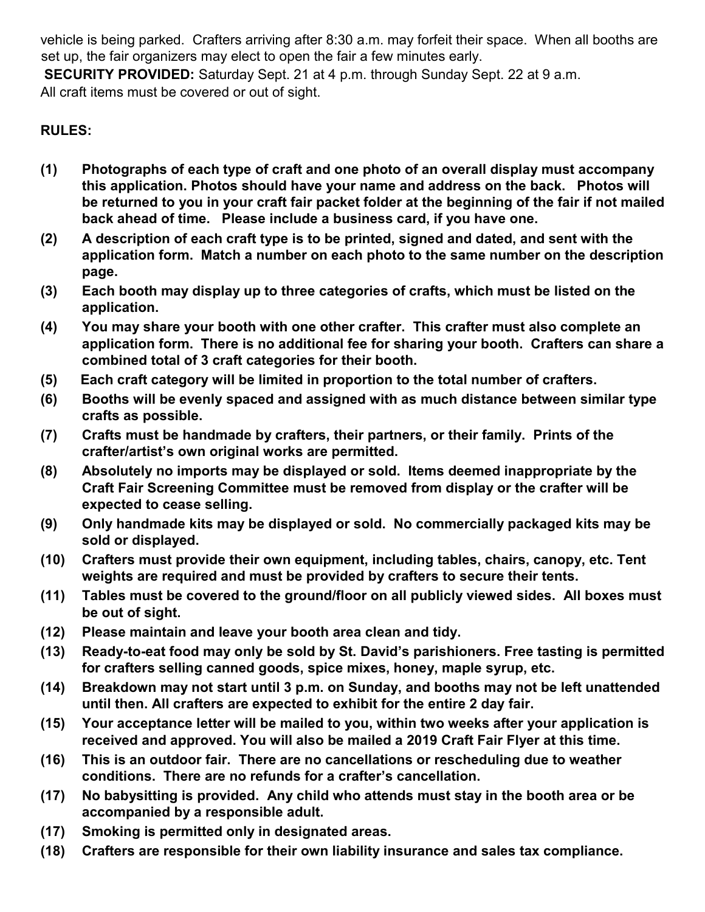vehicle is being parked. Crafters arriving after 8:30 a.m. may forfeit their space. When all booths are set up, the fair organizers may elect to open the fair a few minutes early.

**SECURITY PROVIDED:** Saturday Sept. 21 at 4 p.m. through Sunday Sept. 22 at 9 a.m.
All craft items must be covered or out of sight.

**RULES:**

**(1)** **Photographs of each type of craft and one photo of an overall display must accompany this application. Photos should have your name and address on the back. Photos will be returned to you in your craft fair packet folder at the beginning of the fair if not mailed back ahead of time. Please include a business card, if you have one.**

**(2)** **A description of each craft type is to be printed, signed and dated, and sent with the application form. Match a number on each photo to the same number on the description page.**

**(3)** **Each booth may display up to three categories of crafts, which must be listed on the application.**

**(4)** **You may share your booth with one other crafter. This crafter must also complete an application form. There is no additional fee for sharing your booth. Crafters can share a combined total of 3 craft categories for their booth.**

**(5)** **Each craft category will be limited in proportion to the total number of crafters.**

**(6)** **Booths will be evenly spaced and assigned with as much distance between similar type crafts as possible.**

**(7)** **Crafts must be handmade by crafters, their partners, or their family. Prints of the crafter/artist's own original works are permitted.**

**(8)** **Absolutely no imports may be displayed or sold. Items deemed inappropriate by the Craft Fair Screening Committee must be removed from display or the crafter will be expected to cease selling.**

**(9)** **Only handmade kits may be displayed or sold. No commercially packaged kits may be sold or displayed.**

**(10)** **Crafters must provide their own equipment, including tables, chairs, canopy, etc. Tent weights are required and must be provided by crafters to secure their tents.**

**(11)** **Tables must be covered to the ground/floor on all publicly viewed sides. All boxes must be out of sight.**

**(12)** **Please maintain and leave your booth area clean and tidy.**

**(13)** **Ready-to-eat food may only be sold by St. David's parishioners. Free tasting is permitted for crafters selling canned goods, spice mixes, honey, maple syrup, etc.**

**(14)** **Breakdown may not start until 3 p.m. on Sunday, and booths may not be left unattended until then. All crafters are expected to exhibit for the entire 2 day fair.**

**(15)** **Your acceptance letter will be mailed to you, within two weeks after your application is received and approved. You will also be mailed a 2019 Craft Fair Flyer at this time.**

**(16)** **This is an outdoor fair. There are no cancellations or rescheduling due to weather conditions. There are no refunds for a crafter's cancellation.**

**(17)** **No babysitting is provided. Any child who attends must stay in the booth area or be accompanied by a responsible adult.**

**(17)** **Smoking is permitted only in designated areas.**

**(18)** **Crafters are responsible for their own liability insurance and sales tax compliance.**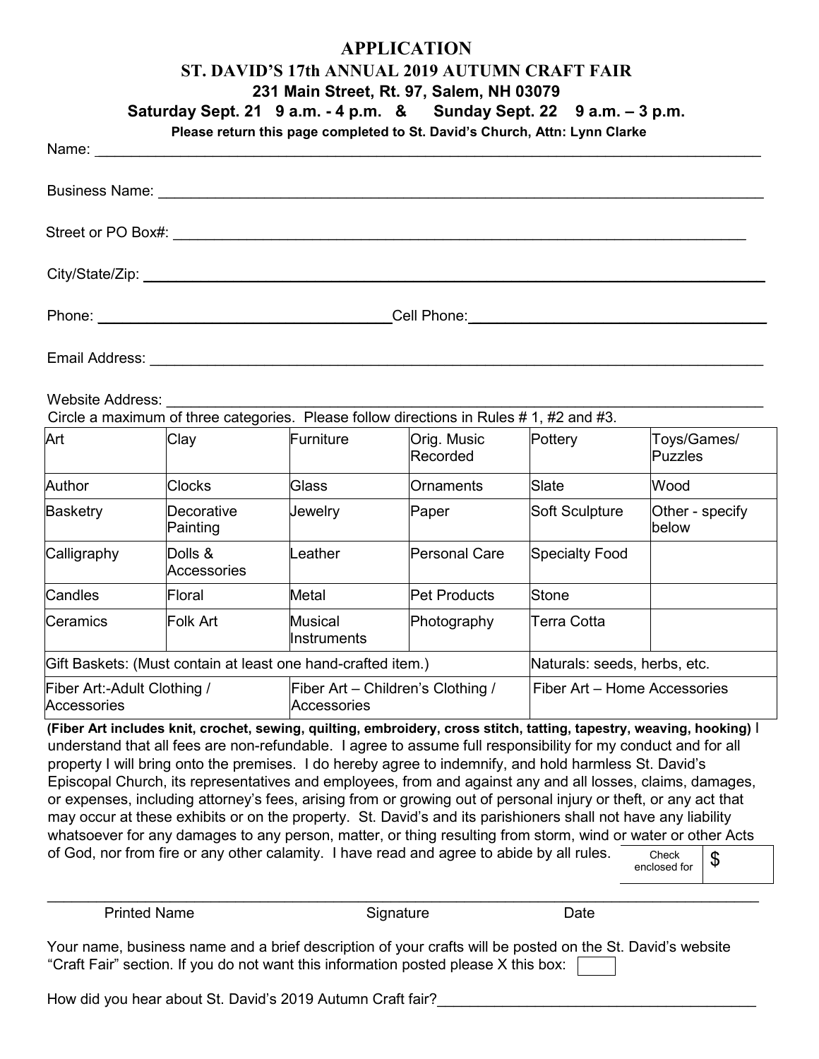# APPLICATION

## ST. DAVID'S 17th ANNUAL 2019 AUTUMN CRAFT FAIR

**231 Main Street, Rt. 97, Salem, NH 03079**

**Saturday Sept. 21 9 a.m. - 4 p.m. & Sunday Sept. 22 9 a.m. – 3 p.m.**

**Please return this page completed to St. David's Church, Attn: Lynn Clarke**

Name: ___________________________________________________________________________

Business Name: ___________________________________________________________________

Street or PO Box#: ________________________________________________________________

City/State/Zip: ____________________________________________________________________

Phone: _______________________________ Cell Phone: _______________________________

Email Address: ____________________________________________________________________

Website Address: __________________________________________________________________

Circle a maximum of three categories. Please follow directions in Rules # 1, #2 and #3.

| | | | | | |
|---|---|---|---|---|---|
| Art | Clay | Furniture | Orig. Music Recorded | Pottery | Toys/Games/ Puzzles |
| Author | Clocks | Glass | Ornaments | Slate | Wood |
| Basketry | Decorative Painting | Jewelry | Paper | Soft Sculpture | Other - specify below |
| Calligraphy | Dolls & Accessories | Leather | Personal Care | Specialty Food | |
| Candles | Floral | Metal | Pet Products | Stone | |
| Ceramics | Folk Art | Musical Instruments | Photography | Terra Cotta | |
| Gift Baskets: (Must contain at least one hand-crafted item.) | | | | Naturals: seeds, herbs, etc. | |
| Fiber Art:-Adult Clothing / Accessories | | Fiber Art – Children's Clothing / Accessories | | Fiber Art – Home Accessories | |

**(Fiber Art includes knit, crochet, sewing, quilting, embroidery, cross stitch, tatting, tapestry, weaving, hooking)** I understand that all fees are non-refundable. I agree to assume full responsibility for my conduct and for all property I will bring onto the premises. I do hereby agree to indemnify, and hold harmless St. David's Episcopal Church, its representatives and employees, from and against any and all losses, claims, damages, or expenses, including attorney's fees, arising from or growing out of personal injury or theft, or any act that may occur at these exhibits or on the property. St. David's and its parishioners shall not have any liability whatsoever for any damages to any person, matter, or thing resulting from storm, wind or water or other Acts of God, nor from fire or any other calamity. I have read and agree to abide by all rules.

| Check enclosed for | $ |
|---|---|

___________________________________________________________________________________

Printed Name Signature Date

Your name, business name and a brief description of your crafts will be posted on the St. David's website "Craft Fair" section. If you do not want this information posted please X this box: ☐

How did you hear about St. David's 2019 Autumn Craft fair? ______________________________